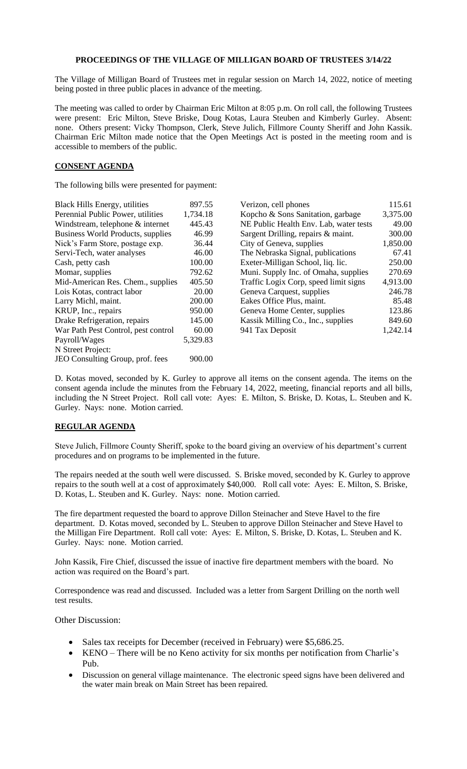**PROCEEDINGS OF THE VILLAGE OF MILLIGAN BOARD OF TRUSTEES 3/14/22**

The Village of Milligan Board of Trustees met in regular session on March 14, 2022, notice of meeting being posted in three public places in advance of the meeting.

The meeting was called to order by Chairman Eric Milton at 8:05 p.m. On roll call, the following Trustees were present: Eric Milton, Steve Briske, Doug Kotas, Laura Steuben and Kimberly Gurley. Absent: none. Others present: Vicky Thompson, Clerk, Steve Julich, Fillmore County Sheriff and John Kassik. Chairman Eric Milton made notice that the Open Meetings Act is posted in the meeting room and is accessible to members of the public.

**CONSENT AGENDA**

The following bills were presented for payment:

| | | | |
|---|---|---|---|
| Black Hills Energy, utilities | 897.55 | Verizon, cell phones | 115.61 |
| Perennial Public Power, utilities | 1,734.18 | Kopcho & Sons Sanitation, garbage | 3,375.00 |
| Windstream, telephone & internet | 445.43 | NE Public Health Env. Lab, water tests | 49.00 |
| Business World Products, supplies | 46.99 | Sargent Drilling, repairs & maint. | 300.00 |
| Nick's Farm Store, postage exp. | 36.44 | City of Geneva, supplies | 1,850.00 |
| Servi-Tech, water analyses | 46.00 | The Nebraska Signal, publications | 67.41 |
| Cash, petty cash | 100.00 | Exeter-Milligan School, liq. lic. | 250.00 |
| Momar, supplies | 792.62 | Muni. Supply Inc. of Omaha, supplies | 270.69 |
| Mid-American Res. Chem., supplies | 405.50 | Traffic Logix Corp, speed limit signs | 4,913.00 |
| Lois Kotas, contract labor | 20.00 | Geneva Carquest, supplies | 246.78 |
| Larry Michl, maint. | 200.00 | Eakes Office Plus, maint. | 85.48 |
| KRUP, Inc., repairs | 950.00 | Geneva Home Center, supplies | 123.86 |
| Drake Refrigeration, repairs | 145.00 | Kassik Milling Co., Inc., supplies | 849.60 |
| War Path Pest Control, pest control | 60.00 | 941 Tax Deposit | 1,242.14 |
| Payroll/Wages | 5,329.83 | | |
| N Street Project: | | | |
| JEO Consulting Group, prof. fees | 900.00 | | |

D. Kotas moved, seconded by K. Gurley to approve all items on the consent agenda. The items on the consent agenda include the minutes from the February 14, 2022, meeting, financial reports and all bills, including the N Street Project. Roll call vote: Ayes: E. Milton, S. Briske, D. Kotas, L. Steuben and K. Gurley. Nays: none. Motion carried.

**REGULAR AGENDA**

Steve Julich, Fillmore County Sheriff, spoke to the board giving an overview of his department's current procedures and on programs to be implemented in the future.

The repairs needed at the south well were discussed. S. Briske moved, seconded by K. Gurley to approve repairs to the south well at a cost of approximately $40,000. Roll call vote: Ayes: E. Milton, S. Briske, D. Kotas, L. Steuben and K. Gurley. Nays: none. Motion carried.

The fire department requested the board to approve Dillon Steinacher and Steve Havel to the fire department. D. Kotas moved, seconded by L. Steuben to approve Dillon Steinacher and Steve Havel to the Milligan Fire Department. Roll call vote: Ayes: E. Milton, S. Briske, D. Kotas, L. Steuben and K. Gurley. Nays: none. Motion carried.

John Kassik, Fire Chief, discussed the issue of inactive fire department members with the board. No action was required on the Board's part.

Correspondence was read and discussed. Included was a letter from Sargent Drilling on the north well test results.

Other Discussion:

- Sales tax receipts for December (received in February) were $5,686.25.
- KENO – There will be no Keno activity for six months per notification from Charlie's Pub.
- Discussion on general village maintenance. The electronic speed signs have been delivered and the water main break on Main Street has been repaired.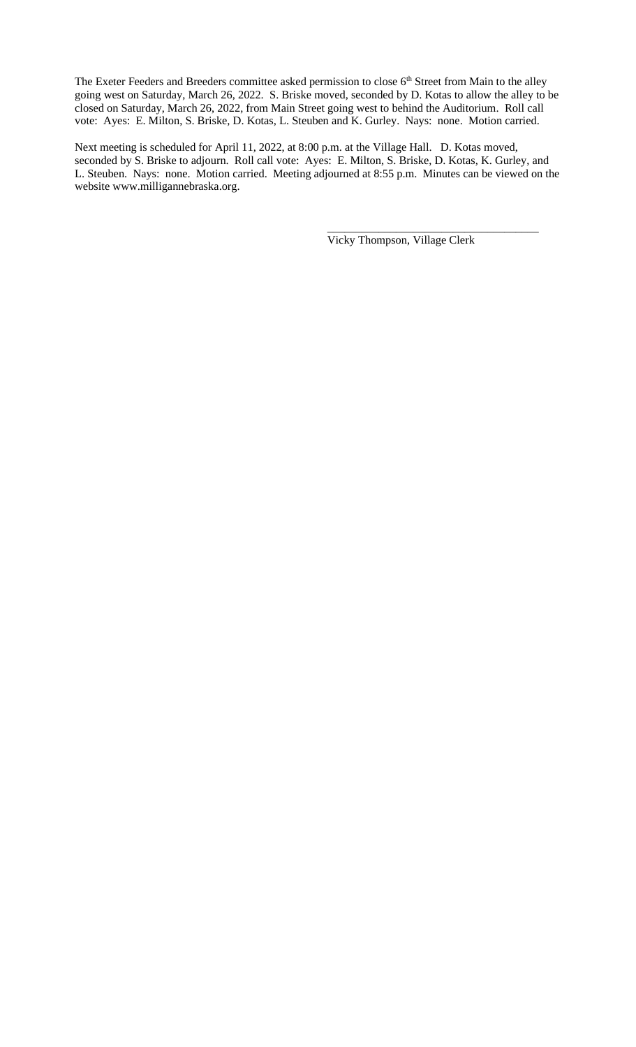The Exeter Feeders and Breeders committee asked permission to close 6th Street from Main to the alley going west on Saturday, March 26, 2022. S. Briske moved, seconded by D. Kotas to allow the alley to be closed on Saturday, March 26, 2022, from Main Street going west to behind the Auditorium. Roll call vote: Ayes: E. Milton, S. Briske, D. Kotas, L. Steuben and K. Gurley. Nays: none. Motion carried.

Next meeting is scheduled for April 11, 2022, at 8:00 p.m. at the Village Hall. D. Kotas moved, seconded by S. Briske to adjourn. Roll call vote: Ayes: E. Milton, S. Briske, D. Kotas, K. Gurley, and L. Steuben. Nays: none. Motion carried. Meeting adjourned at 8:55 p.m. Minutes can be viewed on the website www.milligannebraska.org.

\_\_\_\_\_\_\_\_\_\_\_\_\_\_\_\_\_\_\_\_\_\_\_\_\_\_\_\_\_\_\_\_\_\_\_\_\_\_

Vicky Thompson, Village Clerk